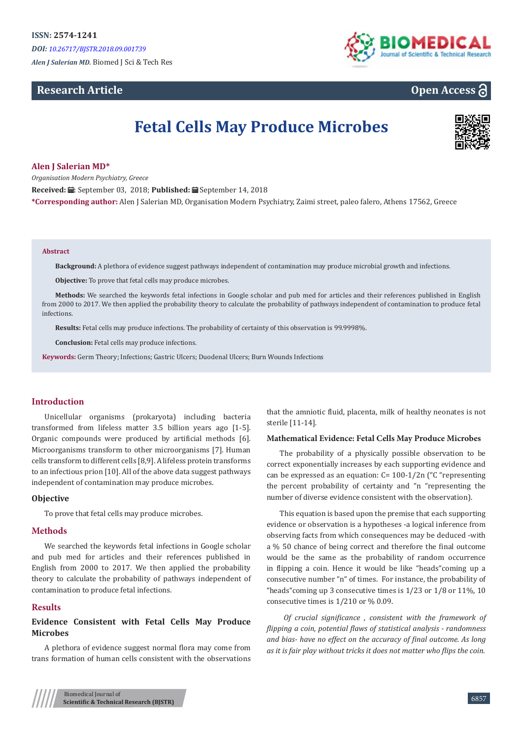ISSN: 2574-1241

*DOI: 10.26717/BJSTR.2018.09.001739*

*Alen J Salerian MD.* Biomed J Sci & Tech Res

**Research Article** **Open Access**

# Fetal Cells May Produce Microbes

**Alen J Salerian MD***

*Organisation Modern Psychiatry, Greece*

**Received:** September 03, 2018; **Published:** September 14, 2018

***Corresponding author:** Alen J Salerian MD, Organisation Modern Psychiatry, Zaimi street, paleo falero, Athens 17562, Greece

**Abstract**

**Background:** A plethora of evidence suggest pathways independent of contamination may produce microbial growth and infections.

**Objective:** To prove that fetal cells may produce microbes.

**Methods:** We searched the keywords fetal infections in Google scholar and pub med for articles and their references published in English from 2000 to 2017. We then applied the probability theory to calculate the probability of pathways independent of contamination to produce fetal infections.

**Results:** Fetal cells may produce infections. The probability of certainty of this observation is 99.9998%.

**Conclusion:** Fetal cells may produce infections.

**Keywords:** Germ Theory; Infections; Gastric Ulcers; Duodenal Ulcers; Burn Wounds Infections

## Introduction

Unicellular organisms (prokaryota) including bacteria transformed from lifeless matter 3.5 billion years ago [1-5]. Organic compounds were produced by artificial methods [6]. Microorganisms transform to other microorganisms [7]. Human cells transform to different cells [8,9]. A lifeless protein transforms to an infectious prion [10]. All of the above data suggest pathways independent of contamination may produce microbes.

## Objective

To prove that fetal cells may produce microbes.

## Methods

We searched the keywords fetal infections in Google scholar and pub med for articles and their references published in English from 2000 to 2017. We then applied the probability theory to calculate the probability of pathways independent of contamination to produce fetal infections.

## Results

### Evidence Consistent with Fetal Cells May Produce Microbes

A plethora of evidence suggest normal flora may come from trans formation of human cells consistent with the observations that the amniotic fluid, placenta, milk of healthy neonates is not sterile [11-14].

### Mathematical Evidence: Fetal Cells May Produce Microbes

The probability of a physically possible observation to be correct exponentially increases by each supporting evidence and can be expressed as an equation: C= 100-1/2n ("C "representing the percent probability of certainty and "n "representing the number of diverse evidence consistent with the observation).

This equation is based upon the premise that each supporting evidence or observation is a hypotheses -a logical inference from observing facts from which consequences may be deduced -with a % 50 chance of being correct and therefore the final outcome would be the same as the probability of random occurrence in flipping a coin. Hence it would be like "heads"coming up a consecutive number "n" of times. For instance, the probability of "heads"coming up 3 consecutive times is 1/23 or 1/8 or 11%, 10 consecutive times is 1/210 or % 0.09.

*Of crucial significance , consistent with the framework of flipping a coin, potential flaws of statistical analysis - randomness and bias- have no effect on the accuracy of final outcome. As long as it is fair play without tricks it does not matter who flips the coin.*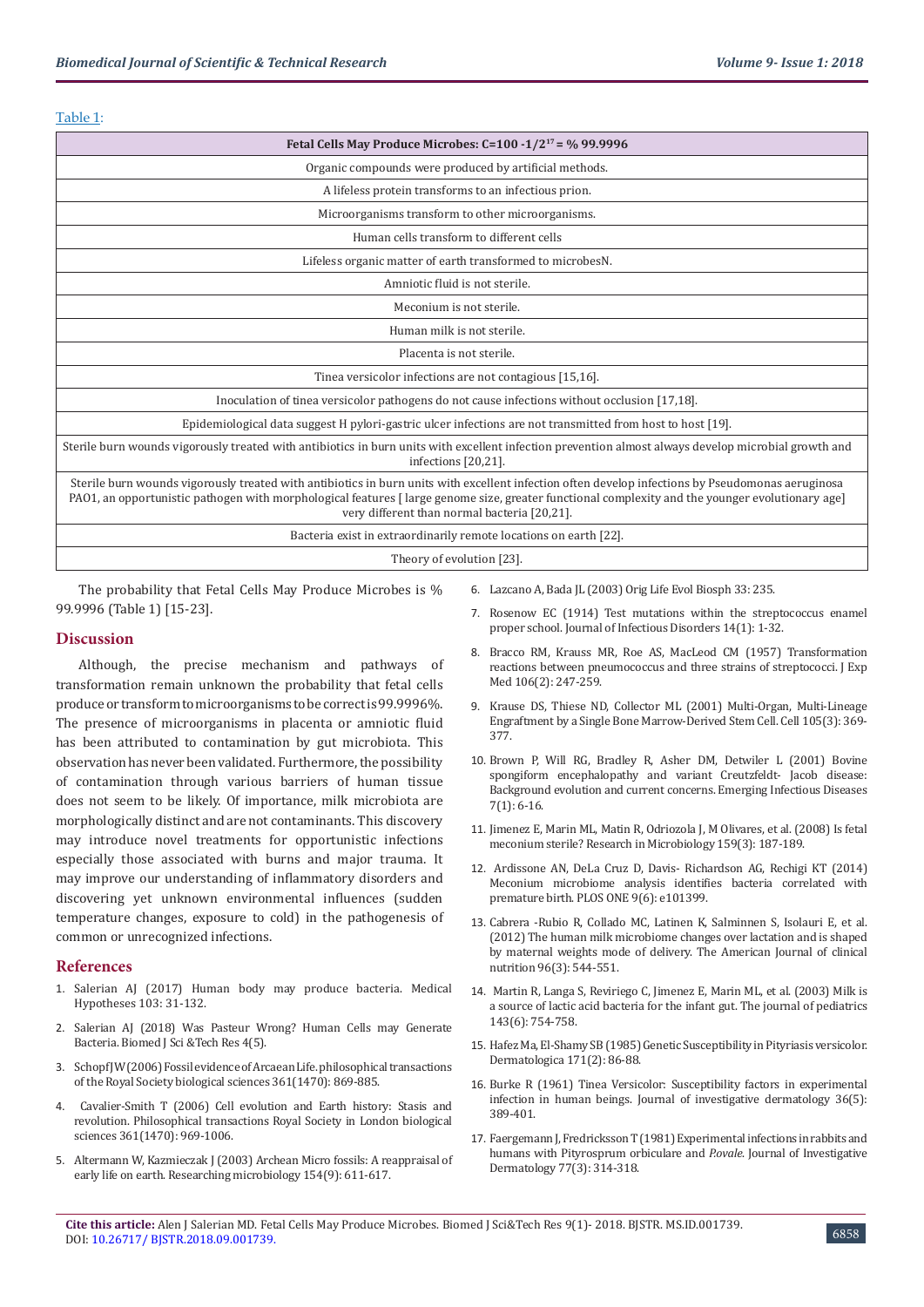Table 1:

| Fetal Cells May Produce Microbes: $C=100 - 1/2^{17} = \% \ 99.9996$ |
|---|
| Organic compounds were produced by artificial methods. |
| A lifeless protein transforms to an infectious prion. |
| Microorganisms transform to other microorganisms. |
| Human cells transform to different cells |
| Lifeless organic matter of earth transformed to microbesN. |
| Amniotic fluid is not sterile. |
| Meconium is not sterile. |
| Human milk is not sterile. |
| Placenta is not sterile. |
| Tinea versicolor infections are not contagious [15,16]. |
| Inoculation of tinea versicolor pathogens do not cause infections without occlusion [17,18]. |
| Epidemiological data suggest H pylori-gastric ulcer infections are not transmitted from host to host [19]. |
| Sterile burn wounds vigorously treated with antibiotics in burn units with excellent infection prevention almost always develop microbial growth and infections [20,21]. |
| Sterile burn wounds vigorously treated with antibiotics in burn units with excellent infection often develop infections by Pseudomonas aeruginosa PAO1, an opportunistic pathogen with morphological features [ large genome size, greater functional complexity and the younger evolutionary age] very different than normal bacteria [20,21]. |
| Bacteria exist in extraordinarily remote locations on earth [22]. |
| Theory of evolution [23]. |

The probability that Fetal Cells May Produce Microbes is % 99.9996 (Table 1) [15-23].

## Discussion

Although, the precise mechanism and pathways of transformation remain unknown the probability that fetal cells produce or transform to microorganisms to be correct is 99.9996%. The presence of microorganisms in placenta or amniotic fluid has been attributed to contamination by gut microbiota. This observation has never been validated. Furthermore, the possibility of contamination through various barriers of human tissue does not seem to be likely. Of importance, milk microbiota are morphologically distinct and are not contaminants. This discovery may introduce novel treatments for opportunistic infections especially those associated with burns and major trauma. It may improve our understanding of inflammatory disorders and discovering yet unknown environmental influences (sudden temperature changes, exposure to cold) in the pathogenesis of common or unrecognized infections.

## References

1. Salerian AJ (2017) Human body may produce bacteria. Medical Hypotheses 103: 31-132.
2. Salerian AJ (2018) Was Pasteur Wrong? Human Cells may Generate Bacteria. Biomed J Sci &Tech Res 4(5).
3. Schopf JW (2006) Fossil evidence of Arcaean Life. philosophical transactions of the Royal Society biological sciences 361(1470): 869-885.
4. Cavalier-Smith T (2006) Cell evolution and Earth history: Stasis and revolution. Philosophical transactions Royal Society in London biological sciences 361(1470): 969-1006.
5. Altermann W, Kazmieczak J (2003) Archean Micro fossils: A reappraisal of early life on earth. Researching microbiology 154(9): 611-617.
6. Lazcano A, Bada JL (2003) Orig Life Evol Biosph 33: 235.
7. Rosenow EC (1914) Test mutations within the streptococcus enamel proper school. Journal of Infectious Disorders 14(1): 1-32.
8. Bracco RM, Krauss MR, Roe AS, MacLeod CM (1957) Transformation reactions between pneumococcus and three strains of streptococci. J Exp Med 106(2): 247-259.
9. Krause DS, Thiese ND, Collector ML (2001) Multi-Organ, Multi-Lineage Engraftment by a Single Bone Marrow-Derived Stem Cell. Cell 105(3): 369-377.
10. Brown P, Will RG, Bradley R, Asher DM, Detwiler L (2001) Bovine spongiform encephalopathy and variant Creutzfeldt- Jacob disease: Background evolution and current concerns. Emerging Infectious Diseases 7(1): 6-16.
11. Jimenez E, Marin ML, Matin R, Odriozola J, M Olivares, et al. (2008) Is fetal meconium sterile? Research in Microbiology 159(3): 187-189.
12. Ardissone AN, DeLa Cruz D, Davis- Richardson AG, Rechigi KT (2014) Meconium microbiome analysis identifies bacteria correlated with premature birth. PLOS ONE 9(6): e101399.
13. Cabrera -Rubio R, Collado MC, Latinen K, Salminnen S, Isolauri E, et al. (2012) The human milk microbiome changes over lactation and is shaped by maternal weights mode of delivery. The American Journal of clinical nutrition 96(3): 544-551.
14. Martin R, Langa S, Reviriego C, Jimenez E, Marin ML, et al. (2003) Milk is a source of lactic acid bacteria for the infant gut. The journal of pediatrics 143(6): 754-758.
15. Hafez Ma, El-Shamy SB (1985) Genetic Susceptibility in Pityriasis versicolor. Dermatologica 171(2): 86-88.
16. Burke R (1961) Tinea Versicolor: Susceptibility factors in experimental infection in human beings. Journal of investigative dermatology 36(5): 389-401.
17. Faergemann J, Fredricksson T (1981) Experimental infections in rabbits and humans with Pityrosprum orbiculare and *P.ovale*. Journal of Investigative Dermatology 77(3): 314-318.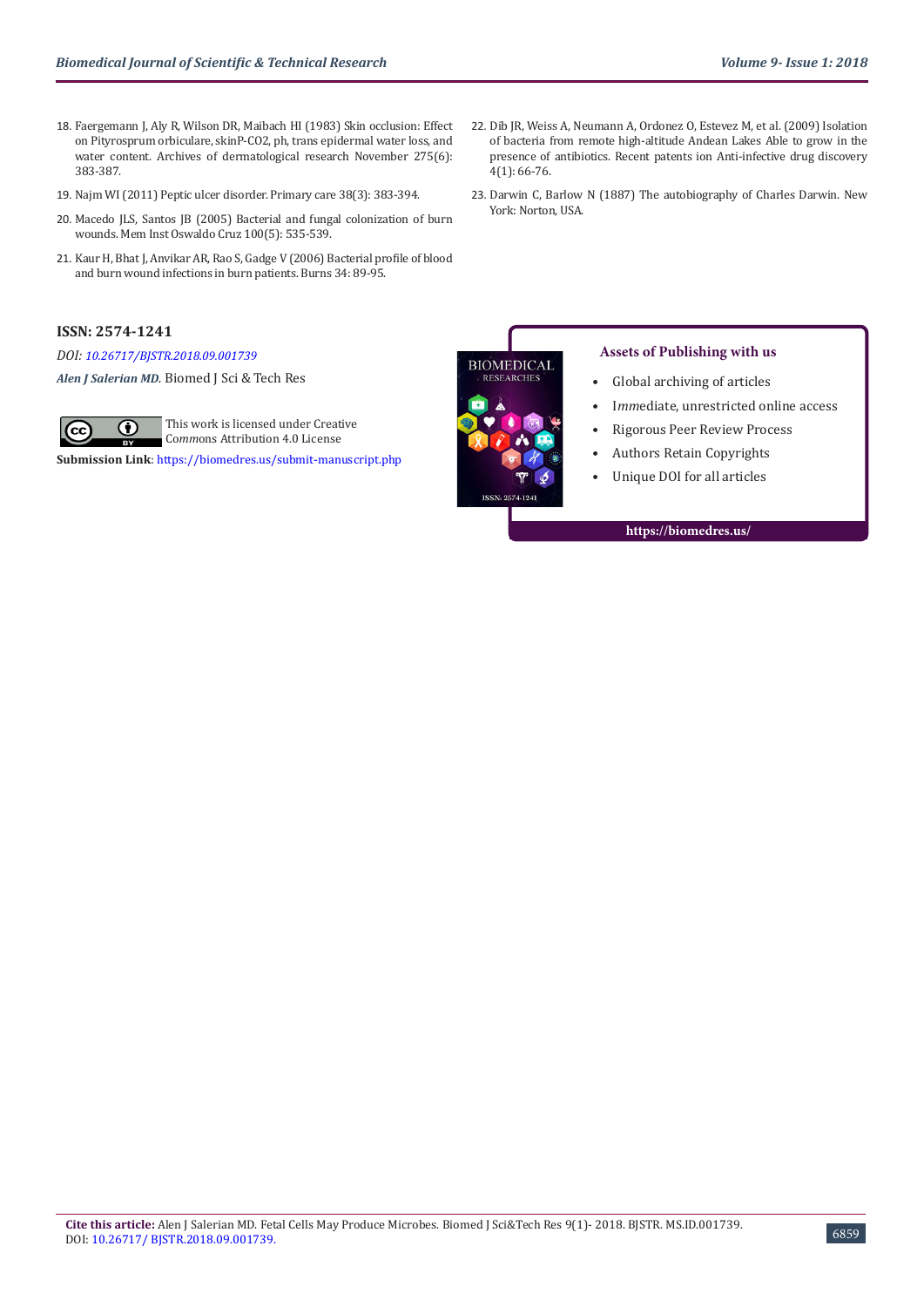18. Faergemann J, Aly R, Wilson DR, Maibach HI (1983) Skin occlusion: Effect on Pityrosprum orbiculare, skinP-CO2, ph, trans epidermal water loss, and water content. Archives of dermatological research November 275(6): 383-387.
19. Najm WI (2011) Peptic ulcer disorder. Primary care 38(3): 383-394.
20. Macedo JLS, Santos JB (2005) Bacterial and fungal colonization of burn wounds. Mem Inst Oswaldo Cruz 100(5): 535-539.
21. Kaur H, Bhat J, Anvikar AR, Rao S, Gadge V (2006) Bacterial profile of blood and burn wound infections in burn patients. Burns 34: 89-95.
22. Dib JR, Weiss A, Neumann A, Ordonez O, Estevez M, et al. (2009) Isolation of bacteria from remote high-altitude Andean Lakes Able to grow in the presence of antibiotics. Recent patents ion Anti-infective drug discovery 4(1): 66-76.
23. Darwin C, Barlow N (1887) The autobiography of Charles Darwin. New York: Norton, USA.

**ISSN: 2574-1241**

*DOI: 10.26717/BJSTR.2018.09.001739*

***Alen J Salerian MD.*** Biomed J Sci & Tech Res

This work is licensed under Creative Commons Attribution 4.0 License

**Submission Link**: https://biomedres.us/submit-manuscript.php

BIOMEDICAL RESEARCHES

ISSN: 2574-1241

**Assets of Publishing with us**

- Global archiving of articles
- Immediate, unrestricted online access
- Rigorous Peer Review Process
- Authors Retain Copyrights
- Unique DOI for all articles

**https://biomedres.us/**

**Cite this article:** Alen J Salerian MD. Fetal Cells May Produce Microbes. Biomed J Sci&Tech Res 9(1)- 2018. BJSTR. MS.ID.001739. DOI: 10.26717/ BJSTR.2018.09.001739.